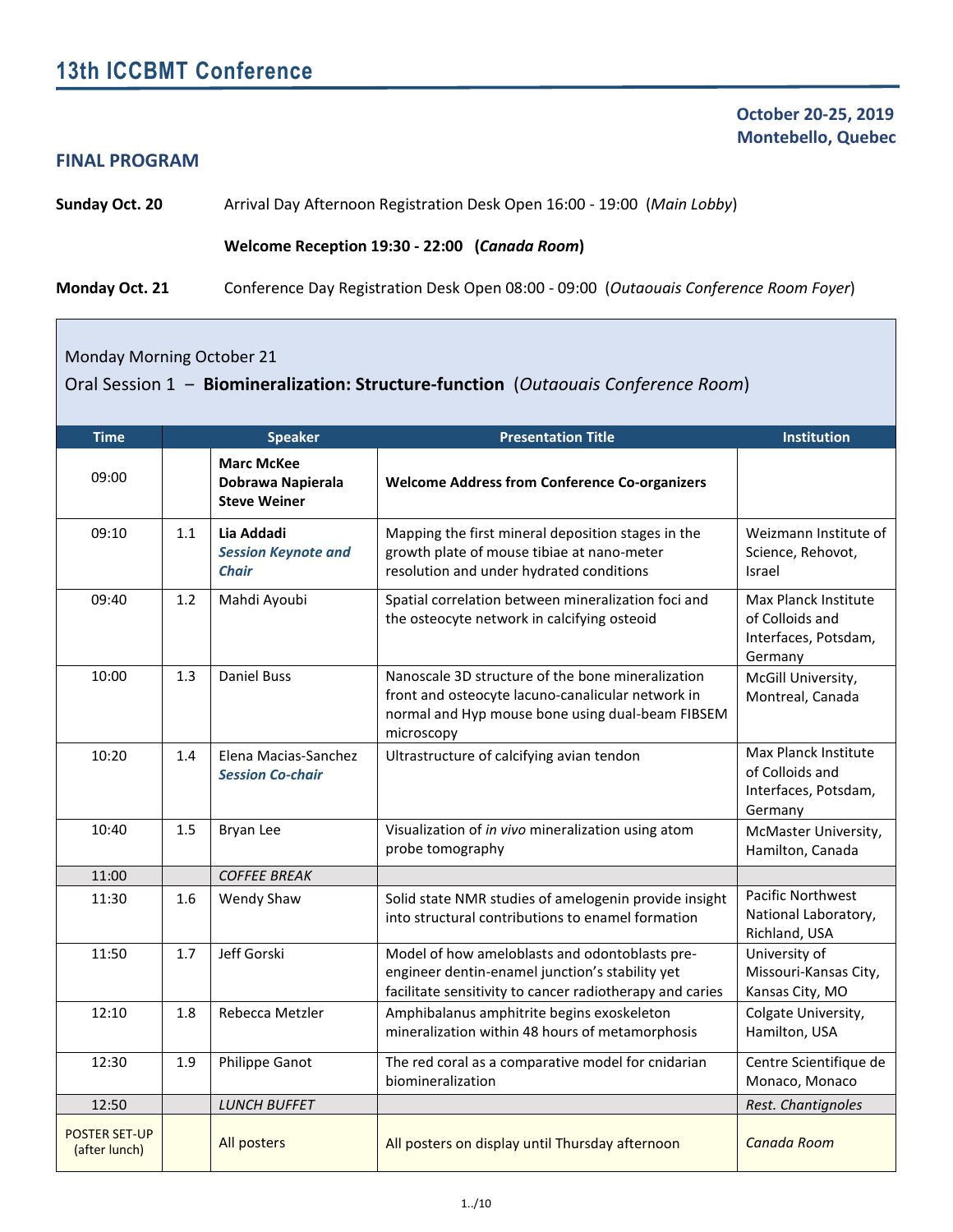# 13th ICCBMT Conference

**October 20-25, 2019**
**Montebello, Quebec**

## FINAL PROGRAM

**Sunday Oct. 20** Arrival Day Afternoon Registration Desk Open 16:00 - 19:00 (*Main Lobby*)

**Welcome Reception 19:30 - 22:00 (*Canada Room*)**

**Monday Oct. 21** Conference Day Registration Desk Open 08:00 - 09:00 (*Outaouais Conference Room Foyer*)

Monday Morning October 21

Oral Session 1 – **Biomineralization: Structure-function** (*Outaouais Conference Room*)

| Time | | Speaker | Presentation Title | Institution |
|---|---|---|---|---|
| 09:00 | | **Marc McKee**<br>**Dobrawa Napierala**<br>**Steve Weiner** | **Welcome Address from Conference Co-organizers** | |
| 09:10 | 1.1 | **Lia Addadi**<br>***Session Keynote and Chair*** | Mapping the first mineral deposition stages in the growth plate of mouse tibiae at nano-meter resolution and under hydrated conditions | Weizmann Institute of Science, Rehovot, Israel |
| 09:40 | 1.2 | Mahdi Ayoubi | Spatial correlation between mineralization foci and the osteocyte network in calcifying osteoid | Max Planck Institute of Colloids and Interfaces, Potsdam, Germany |
| 10:00 | 1.3 | Daniel Buss | Nanoscale 3D structure of the bone mineralization front and osteocyte lacuno-canalicular network in normal and Hyp mouse bone using dual-beam FIBSEM microscopy | McGill University, Montreal, Canada |
| 10:20 | 1.4 | Elena Macias-Sanchez<br>***Session Co-chair*** | Ultrastructure of calcifying avian tendon | Max Planck Institute of Colloids and Interfaces, Potsdam, Germany |
| 10:40 | 1.5 | Bryan Lee | Visualization of *in vivo* mineralization using atom probe tomography | McMaster University, Hamilton, Canada |
| 11:00 | | *COFFEE BREAK* | | |
| 11:30 | 1.6 | Wendy Shaw | Solid state NMR studies of amelogenin provide insight into structural contributions to enamel formation | Pacific Northwest National Laboratory, Richland, USA |
| 11:50 | 1.7 | Jeff Gorski | Model of how ameloblasts and odontoblasts pre-engineer dentin-enamel junction's stability yet facilitate sensitivity to cancer radiotherapy and caries | University of Missouri-Kansas City, Kansas City, MO |
| 12:10 | 1.8 | Rebecca Metzler | Amphibalanus amphitrite begins exoskeleton mineralization within 48 hours of metamorphosis | Colgate University, Hamilton, USA |
| 12:30 | 1.9 | Philippe Ganot | The red coral as a comparative model for cnidarian biomineralization | Centre Scientifique de Monaco, Monaco |
| 12:50 | | *LUNCH BUFFET* | | *Rest. Chantignoles* |
| POSTER SET-UP (after lunch) | | All posters | All posters on display until Thursday afternoon | *Canada Room* |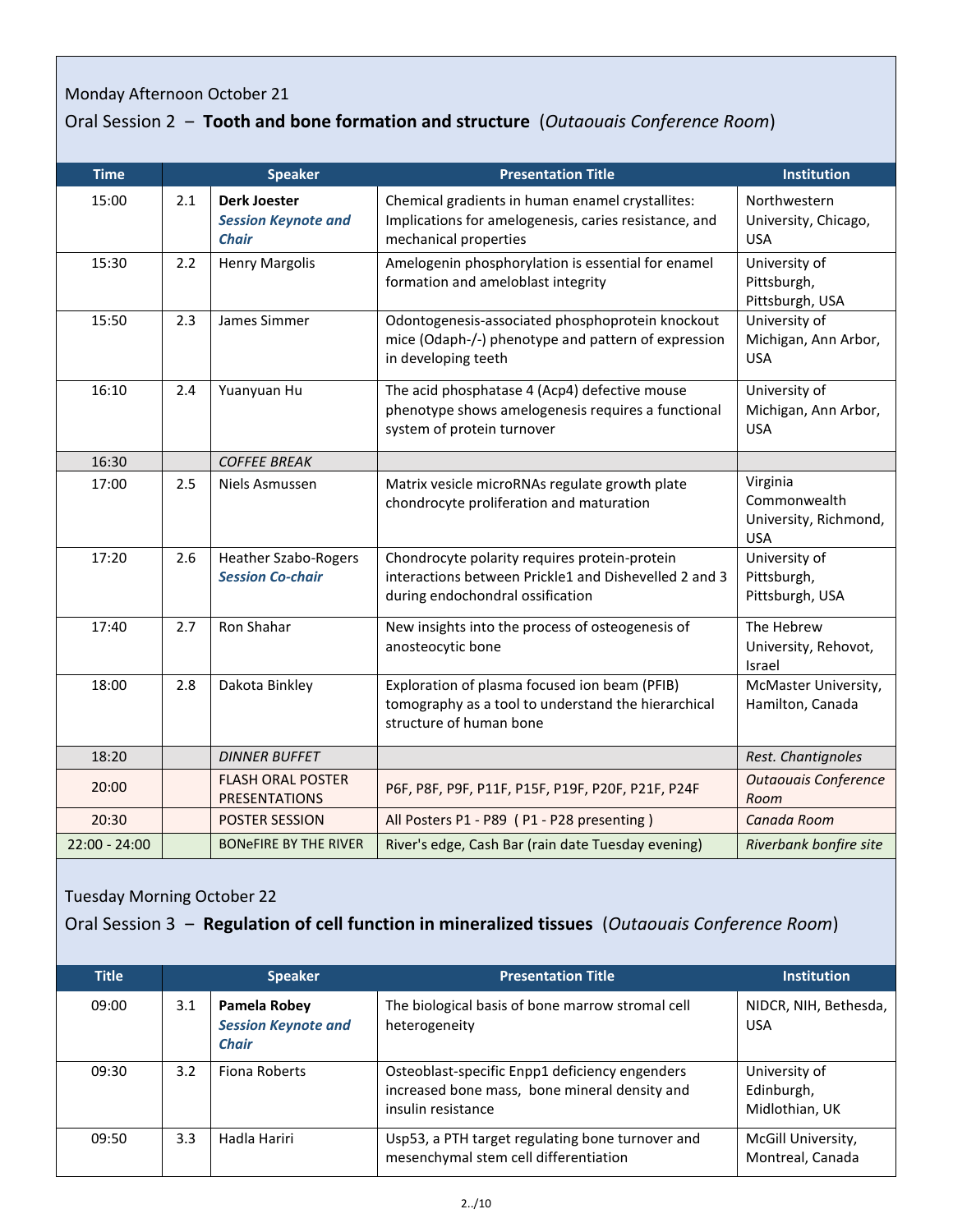Monday Afternoon October 21

## Oral Session 2 – **Tooth and bone formation and structure** (*Outaouais Conference Room*)

| Time | | Speaker | Presentation Title | Institution |
|---|---|---|---|---|
| 15:00 | 2.1 | **Derk Joester** ***Session Keynote and Chair*** | Chemical gradients in human enamel crystallites: Implications for amelogenesis, caries resistance, and mechanical properties | Northwestern University, Chicago, USA |
| 15:30 | 2.2 | Henry Margolis | Amelogenin phosphorylation is essential for enamel formation and ameloblast integrity | University of Pittsburgh, Pittsburgh, USA |
| 15:50 | 2.3 | James Simmer | Odontogenesis-associated phosphoprotein knockout mice (Odaph-/-) phenotype and pattern of expression in developing teeth | University of Michigan, Ann Arbor, USA |
| 16:10 | 2.4 | Yuanyuan Hu | The acid phosphatase 4 (Acp4) defective mouse phenotype shows amelogenesis requires a functional system of protein turnover | University of Michigan, Ann Arbor, USA |
| 16:30 | | *COFFEE BREAK* | | |
| 17:00 | 2.5 | Niels Asmussen | Matrix vesicle microRNAs regulate growth plate chondrocyte proliferation and maturation | Virginia Commonwealth University, Richmond, USA |
| 17:20 | 2.6 | Heather Szabo-Rogers ***Session Co-chair*** | Chondrocyte polarity requires protein-protein interactions between Prickle1 and Dishevelled 2 and 3 during endochondral ossification | University of Pittsburgh, Pittsburgh, USA |
| 17:40 | 2.7 | Ron Shahar | New insights into the process of osteogenesis of anosteocytic bone | The Hebrew University, Rehovot, Israel |
| 18:00 | 2.8 | Dakota Binkley | Exploration of plasma focused ion beam (PFIB) tomography as a tool to understand the hierarchical structure of human bone | McMaster University, Hamilton, Canada |
| 18:20 | | *DINNER BUFFET* | | *Rest. Chantignoles* |
| 20:00 | | FLASH ORAL POSTER PRESENTATIONS | P6F, P8F, P9F, P11F, P15F, P19F, P20F, P21F, P24F | *Outaouais Conference Room* |
| 20:30 | | POSTER SESSION | All Posters P1 - P89 ( P1 - P28 presenting ) | *Canada Room* |
| 22:00 - 24:00 | | BONeFIRE BY THE RIVER | River's edge, Cash Bar (rain date Tuesday evening) | *Riverbank bonfire site* |

Tuesday Morning October 22

## Oral Session 3 – **Regulation of cell function in mineralized tissues** (*Outaouais Conference Room*)

| Title | | Speaker | Presentation Title | Institution |
|---|---|---|---|---|
| 09:00 | 3.1 | **Pamela Robey** ***Session Keynote and Chair*** | The biological basis of bone marrow stromal cell heterogeneity | NIDCR, NIH, Bethesda, USA |
| 09:30 | 3.2 | Fiona Roberts | Osteoblast-specific Enpp1 deficiency engenders increased bone mass, bone mineral density and insulin resistance | University of Edinburgh, Midlothian, UK |
| 09:50 | 3.3 | Hadla Hariri | Usp53, a PTH target regulating bone turnover and mesenchymal stem cell differentiation | McGill University, Montreal, Canada |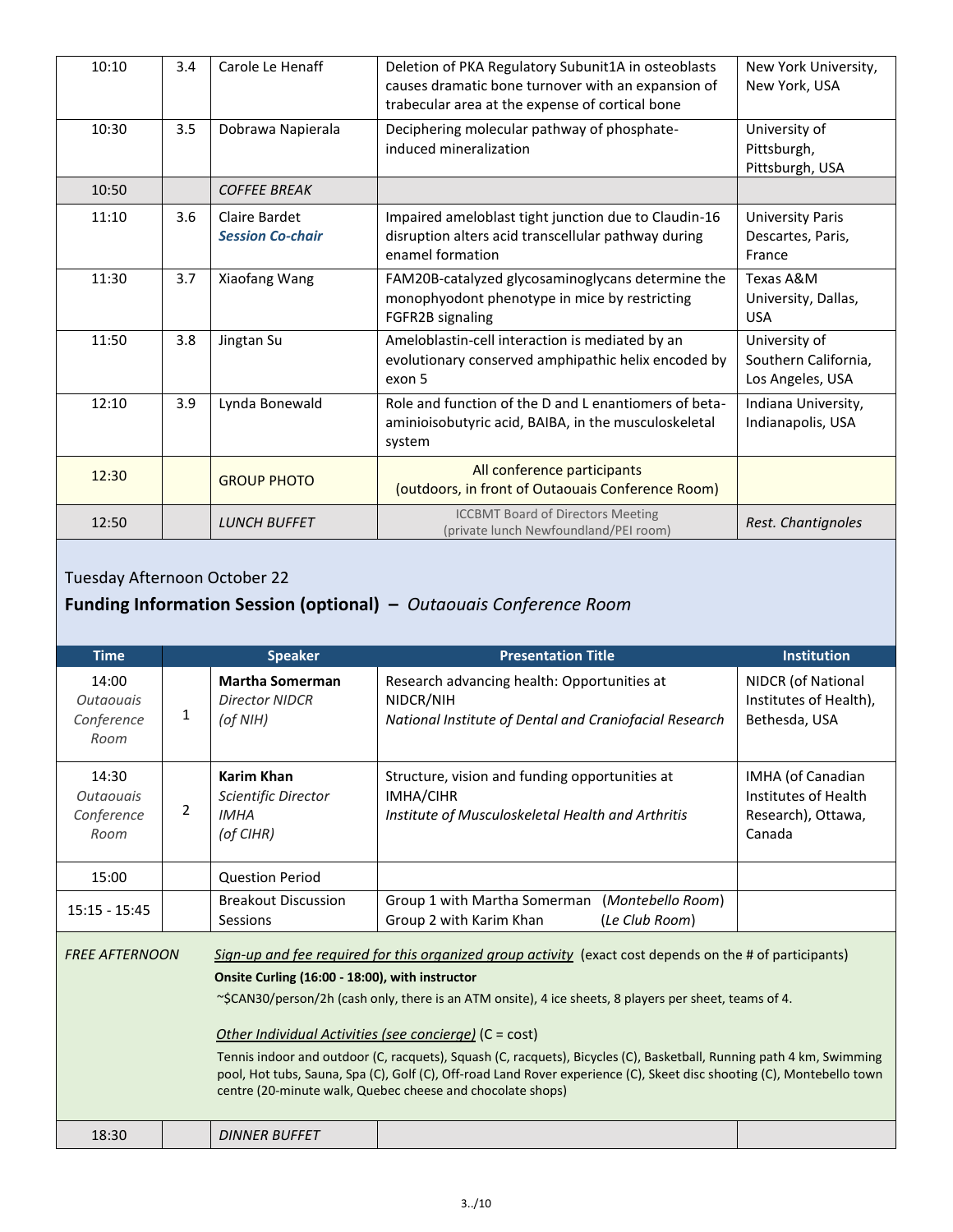| 10:10 | 3.4 | Carole Le Henaff | Deletion of PKA Regulatory Subunit1A in osteoblasts causes dramatic bone turnover with an expansion of trabecular area at the expense of cortical bone | New York University, New York, USA |
|---|---|---|---|---|
| 10:30 | 3.5 | Dobrawa Napierala | Deciphering molecular pathway of phosphate-induced mineralization | University of Pittsburgh, Pittsburgh, USA |
| 10:50 | | *COFFEE BREAK* | | |
| 11:10 | 3.6 | Claire Bardet ***Session Co-chair*** | Impaired ameloblast tight junction due to Claudin-16 disruption alters acid transcellular pathway during enamel formation | University Paris Descartes, Paris, France |
| 11:30 | 3.7 | Xiaofang Wang | FAM20B-catalyzed glycosaminoglycans determine the monophyodont phenotype in mice by restricting FGFR2B signaling | Texas A&M University, Dallas, USA |
| 11:50 | 3.8 | Jingtan Su | Ameloblastin-cell interaction is mediated by an evolutionary conserved amphipathic helix encoded by exon 5 | University of Southern California, Los Angeles, USA |
| 12:10 | 3.9 | Lynda Bonewald | Role and function of the D and L enantiomers of beta-aminioisobutyric acid, BAIBA, in the musculoskeletal system | Indiana University, Indianapolis, USA |
| 12:30 | | GROUP PHOTO | All conference participants (outdoors, in front of Outaouais Conference Room) | |
| 12:50 | | *LUNCH BUFFET* | ICCBMT Board of Directors Meeting (private lunch Newfoundland/PEI room) | *Rest. Chantignoles* |

Tuesday Afternoon October 22

## Funding Information Session (optional) – *Outaouais Conference Room*

| Time | | Speaker | Presentation Title | Institution |
|---|---|---|---|---|
| 14:00 *Outaouais Conference Room* | 1 | **Martha Somerman** *Director NIDCR (of NIH)* | Research advancing health: Opportunities at NIDCR/NIH *National Institute of Dental and Craniofacial Research* | NIDCR (of National Institutes of Health), Bethesda, USA |
| 14:30 *Outaouais Conference Room* | 2 | **Karim Khan** *Scientific Director IMHA (of CIHR)* | Structure, vision and funding opportunities at IMHA/CIHR *Institute of Musculoskeletal Health and Arthritis* | IMHA (of Canadian Institutes of Health Research), Ottawa, Canada |
| 15:00 | | Question Period | | |
| 15:15 - 15:45 | | Breakout Discussion Sessions | Group 1 with Martha Somerman (*Montebello Room*) Group 2 with Karim Khan (*Le Club Room*) | |

*FREE AFTERNOON*

*Sign-up and fee required for this organized group activity* (exact cost depends on the # of participants)

**Onsite Curling (16:00 - 18:00), with instructor**

~$CAN30/person/2h (cash only, there is an ATM onsite), 4 ice sheets, 8 players per sheet, teams of 4.

*Other Individual Activities (see concierge)* (C = cost)

Tennis indoor and outdoor (C, racquets), Squash (C, racquets), Bicycles (C), Basketball, Running path 4 km, Swimming pool, Hot tubs, Sauna, Spa (C), Golf (C), Off-road Land Rover experience (C), Skeet disc shooting (C), Montebello town centre (20-minute walk, Quebec cheese and chocolate shops)

| 18:30 | | *DINNER BUFFET* | | |
|---|---|---|---|---|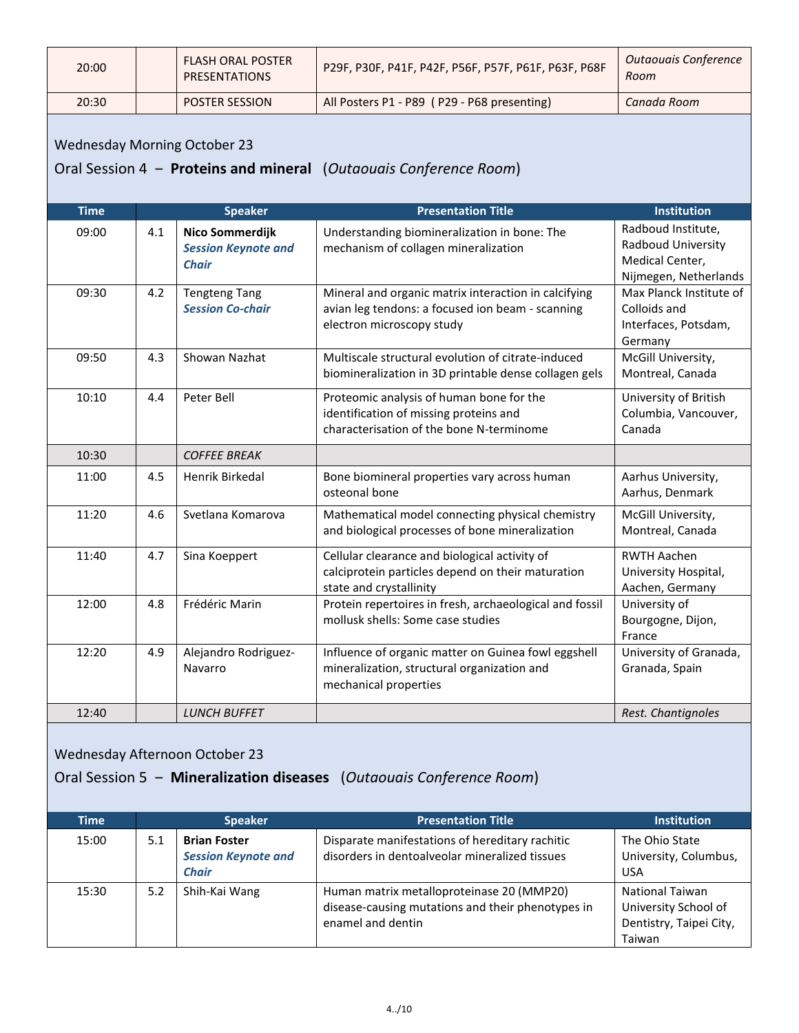| 20:00 | | FLASH ORAL POSTER PRESENTATIONS | P29F, P30F, P41F, P42F, P56F, P57F, P61F, P63F, P68F | *Outaouais Conference Room* |
|---|---|---|---|---|
| 20:30 | | POSTER SESSION | All Posters P1 - P89 ( P29 - P68 presenting) | *Canada Room* |

## Wednesday Morning October 23

### Oral Session 4 – **Proteins and mineral** (*Outaouais Conference Room*)

| Time | | Speaker | Presentation Title | Institution |
|---|---|---|---|---|
| 09:00 | 4.1 | **Nico Sommerdijk** ***Session Keynote and Chair*** | Understanding biomineralization in bone: The mechanism of collagen mineralization | Radboud Institute, Radboud University Medical Center, Nijmegen, Netherlands |
| 09:30 | 4.2 | Tengteng Tang ***Session Co-chair*** | Mineral and organic matrix interaction in calcifying avian leg tendons: a focused ion beam - scanning electron microscopy study | Max Planck Institute of Colloids and Interfaces, Potsdam, Germany |
| 09:50 | 4.3 | Showan Nazhat | Multiscale structural evolution of citrate-induced biomineralization in 3D printable dense collagen gels | McGill University, Montreal, Canada |
| 10:10 | 4.4 | Peter Bell | Proteomic analysis of human bone for the identification of missing proteins and characterisation of the bone N-terminome | University of British Columbia, Vancouver, Canada |
| 10:30 | | *COFFEE BREAK* | | |
| 11:00 | 4.5 | Henrik Birkedal | Bone biomineral properties vary across human osteonal bone | Aarhus University, Aarhus, Denmark |
| 11:20 | 4.6 | Svetlana Komarova | Mathematical model connecting physical chemistry and biological processes of bone mineralization | McGill University, Montreal, Canada |
| 11:40 | 4.7 | Sina Koeppert | Cellular clearance and biological activity of calciprotein particles depend on their maturation state and crystallinity | RWTH Aachen University Hospital, Aachen, Germany |
| 12:00 | 4.8 | Frédéric Marin | Protein repertoires in fresh, archaeological and fossil mollusk shells: Some case studies | University of Bourgogne, Dijon, France |
| 12:20 | 4.9 | Alejandro Rodriguez-Navarro | Influence of organic matter on Guinea fowl eggshell mineralization, structural organization and mechanical properties | University of Granada, Granada, Spain |
| 12:40 | | *LUNCH BUFFET* | | *Rest. Chantignoles* |

## Wednesday Afternoon October 23

### Oral Session 5 – **Mineralization diseases** (*Outaouais Conference Room*)

| Time | | Speaker | Presentation Title | Institution |
|---|---|---|---|---|
| 15:00 | 5.1 | **Brian Foster** ***Session Keynote and Chair*** | Disparate manifestations of hereditary rachitic disorders in dentoalveolar mineralized tissues | The Ohio State University, Columbus, USA |
| 15:30 | 5.2 | Shih-Kai Wang | Human matrix metalloproteinase 20 (MMP20) disease-causing mutations and their phenotypes in enamel and dentin | National Taiwan University School of Dentistry, Taipei City, Taiwan |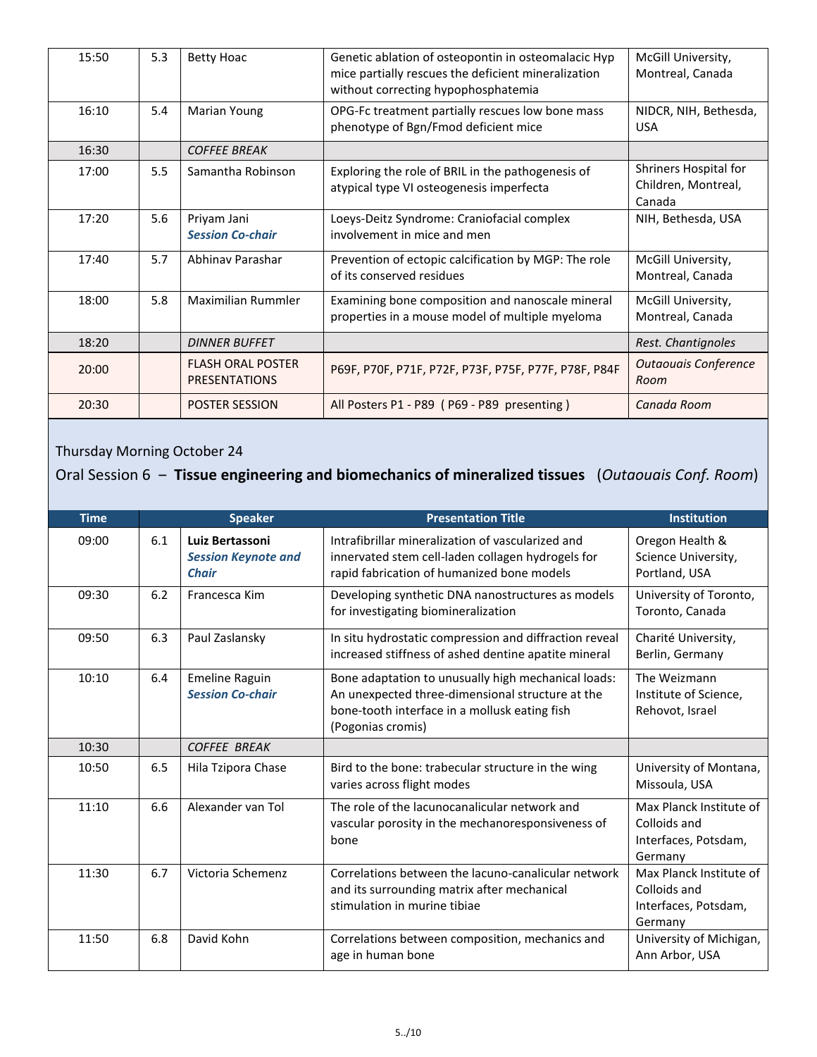| | | | | |
|---|---|---|---|---|
| 15:50 | 5.3 | Betty Hoac | Genetic ablation of osteopontin in osteomalacic Hyp mice partially rescues the deficient mineralization without correcting hypophosphatemia | McGill University, Montreal, Canada |
| 16:10 | 5.4 | Marian Young | OPG-Fc treatment partially rescues low bone mass phenotype of Bgn/Fmod deficient mice | NIDCR, NIH, Bethesda, USA |
| 16:30 | | *COFFEE BREAK* | | |
| 17:00 | 5.5 | Samantha Robinson | Exploring the role of BRIL in the pathogenesis of atypical type VI osteogenesis imperfecta | Shriners Hospital for Children, Montreal, Canada |
| 17:20 | 5.6 | Priyam Jani ***Session Co-chair*** | Loeys-Deitz Syndrome: Craniofacial complex involvement in mice and men | NIH, Bethesda, USA |
| 17:40 | 5.7 | Abhinav Parashar | Prevention of ectopic calcification by MGP: The role of its conserved residues | McGill University, Montreal, Canada |
| 18:00 | 5.8 | Maximilian Rummler | Examining bone composition and nanoscale mineral properties in a mouse model of multiple myeloma | McGill University, Montreal, Canada |
| 18:20 | | *DINNER BUFFET* | | *Rest. Chantignoles* |
| 20:00 | | FLASH ORAL POSTER PRESENTATIONS | P69F, P70F, P71F, P72F, P73F, P75F, P77F, P78F, P84F | *Outaouais Conference Room* |
| 20:30 | | POSTER SESSION | All Posters P1 - P89 ( P69 - P89 presenting ) | *Canada Room* |

Thursday Morning October 24

## Oral Session 6 – **Tissue engineering and biomechanics of mineralized tissues** (*Outaouais Conf. Room*)

| Time | | Speaker | Presentation Title | Institution |
|---|---|---|---|---|
| 09:00 | 6.1 | **Luiz Bertassoni** ***Session Keynote and Chair*** | Intrafibrillar mineralization of vascularized and innervated stem cell-laden collagen hydrogels for rapid fabrication of humanized bone models | Oregon Health & Science University, Portland, USA |
| 09:30 | 6.2 | Francesca Kim | Developing synthetic DNA nanostructures as models for investigating biomineralization | University of Toronto, Toronto, Canada |
| 09:50 | 6.3 | Paul Zaslansky | In situ hydrostatic compression and diffraction reveal increased stiffness of ashed dentine apatite mineral | Charité University, Berlin, Germany |
| 10:10 | 6.4 | Emeline Raguin ***Session Co-chair*** | Bone adaptation to unusually high mechanical loads: An unexpected three-dimensional structure at the bone-tooth interface in a mollusk eating fish (Pogonias cromis) | The Weizmann Institute of Science, Rehovot, Israel |
| 10:30 | | *COFFEE BREAK* | | |
| 10:50 | 6.5 | Hila Tzipora Chase | Bird to the bone: trabecular structure in the wing varies across flight modes | University of Montana, Missoula, USA |
| 11:10 | 6.6 | Alexander van Tol | The role of the lacunocanalicular network and vascular porosity in the mechanoresponsiveness of bone | Max Planck Institute of Colloids and Interfaces, Potsdam, Germany |
| 11:30 | 6.7 | Victoria Schemenz | Correlations between the lacuno-canalicular network and its surrounding matrix after mechanical stimulation in murine tibiae | Max Planck Institute of Colloids and Interfaces, Potsdam, Germany |
| 11:50 | 6.8 | David Kohn | Correlations between composition, mechanics and age in human bone | University of Michigan, Ann Arbor, USA |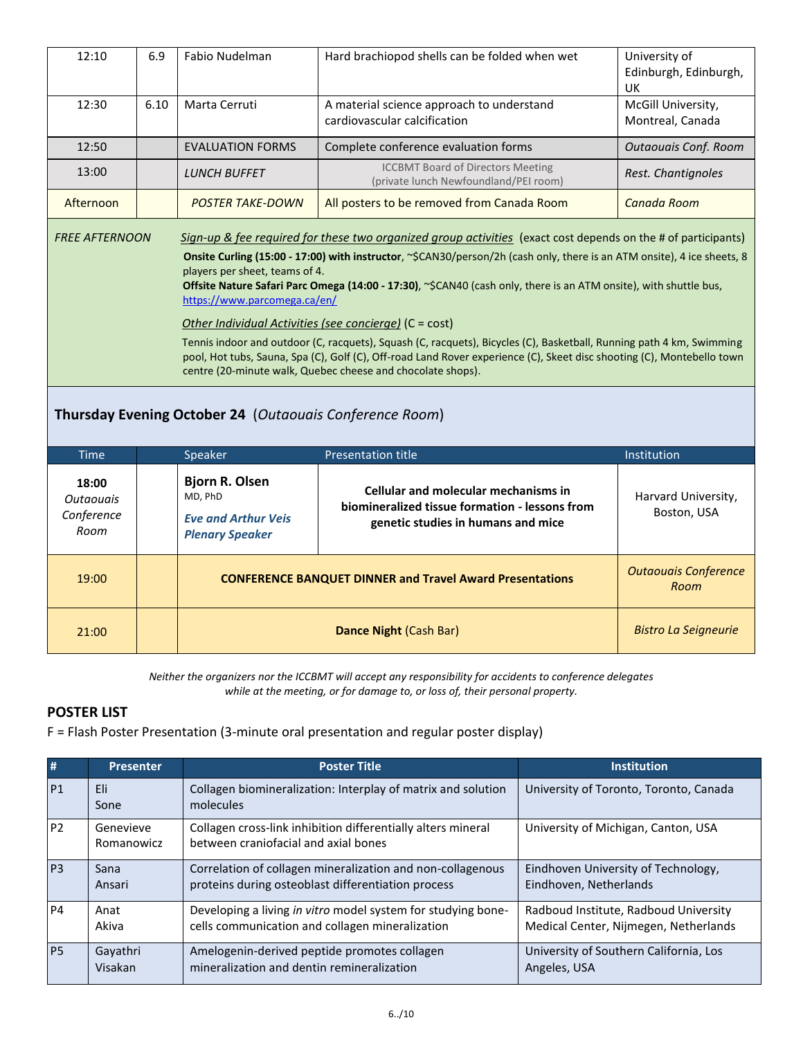| | | | | |
|---|---|---|---|---|
| 12:10 | 6.9 | Fabio Nudelman | Hard brachiopod shells can be folded when wet | University of Edinburgh, Edinburgh, UK |
| 12:30 | 6.10 | Marta Cerruti | A material science approach to understand cardiovascular calcification | McGill University, Montreal, Canada |
| 12:50 | | EVALUATION FORMS | Complete conference evaluation forms | *Outaouais Conf. Room* |
| 13:00 | | *LUNCH BUFFET* | ICCBMT Board of Directors Meeting (private lunch Newfoundland/PEI room) | *Rest. Chantignoles* |
| Afternoon | | *POSTER TAKE-DOWN* | All posters to be removed from Canada Room | *Canada Room* |

*FREE AFTERNOON* — *Sign-up & fee required for these two organized group activities* (exact cost depends on the # of participants)

**Onsite Curling (15:00 - 17:00) with instructor**, ~$CAN30/person/2h (cash only, there is an ATM onsite), 4 ice sheets, 8 players per sheet, teams of 4.

**Offsite Nature Safari Parc Omega (14:00 - 17:30)**, ~$CAN40 (cash only, there is an ATM onsite), with shuttle bus, https://www.parcomega.ca/en/

*Other Individual Activities (see concierge)* (C = cost)

Tennis indoor and outdoor (C, racquets), Squash (C, racquets), Bicycles (C), Basketball, Running path 4 km, Swimming pool, Hot tubs, Sauna, Spa (C), Golf (C), Off-road Land Rover experience (C), Skeet disc shooting (C), Montebello town centre (20-minute walk, Quebec cheese and chocolate shops).

## Thursday Evening October 24 (*Outaouais Conference Room*)

| Time | | Speaker | Presentation title | Institution |
|---|---|---|---|---|
| **18:00** *Outaouais Conference Room* | | **Bjorn R. Olsen** MD, PhD ***Eve and Arthur Veis Plenary Speaker*** | **Cellular and molecular mechanisms in biomineralized tissue formation - lessons from genetic studies in humans and mice** | Harvard University, Boston, USA |
| 19:00 | | **CONFERENCE BANQUET DINNER and Travel Award Presentations** | | *Outaouais Conference Room* |
| 21:00 | | **Dance Night** (Cash Bar) | | *Bistro La Seigneurie* |

*Neither the organizers nor the ICCBMT will accept any responsibility for accidents to conference delegates while at the meeting, or for damage to, or loss of, their personal property.*

## POSTER LIST

F = Flash Poster Presentation (3-minute oral presentation and regular poster display)

| # | Presenter | Poster Title | Institution |
|---|---|---|---|
| P1 | Eli Sone | Collagen biomineralization: Interplay of matrix and solution molecules | University of Toronto, Toronto, Canada |
| P2 | Genevieve Romanowicz | Collagen cross-link inhibition differentially alters mineral between craniofacial and axial bones | University of Michigan, Canton, USA |
| P3 | Sana Ansari | Correlation of collagen mineralization and non-collagenous proteins during osteoblast differentiation process | Eindhoven University of Technology, Eindhoven, Netherlands |
| P4 | Anat Akiva | Developing a living *in vitro* model system for studying bone-cells communication and collagen mineralization | Radboud Institute, Radboud University Medical Center, Nijmegen, Netherlands |
| P5 | Gayathri Visakan | Amelogenin-derived peptide promotes collagen mineralization and dentin remineralization | University of Southern California, Los Angeles, USA |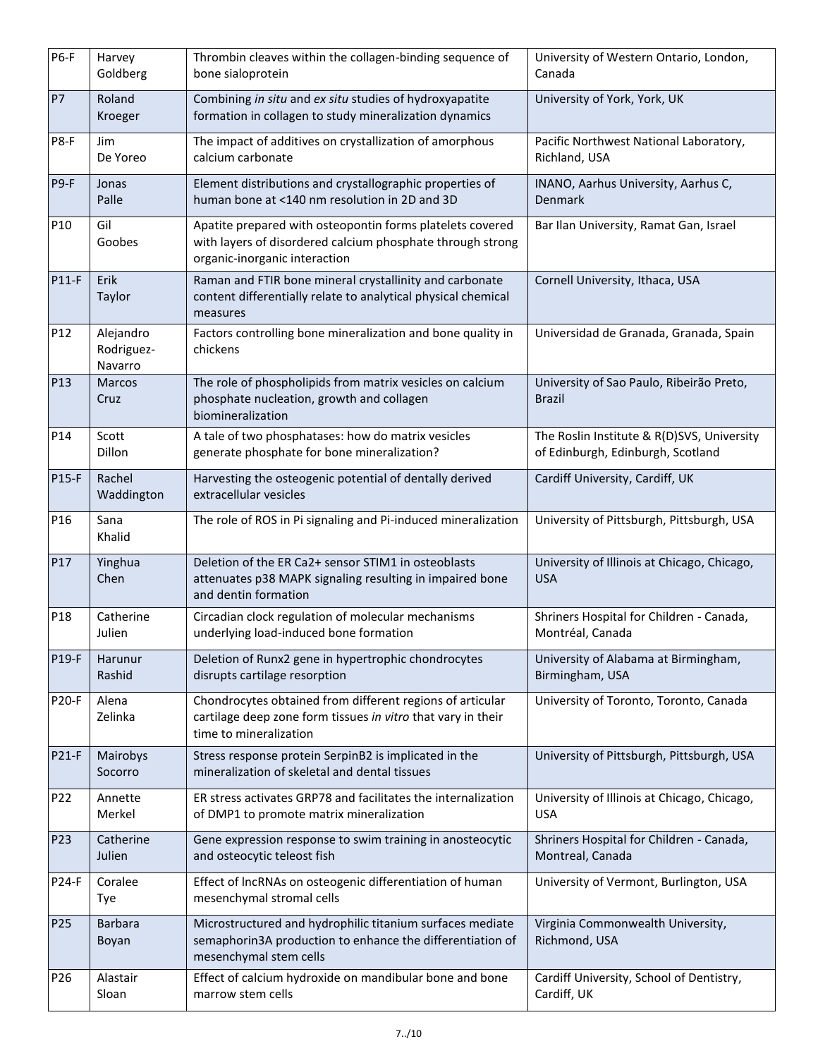| P6-F | Harvey Goldberg | Thrombin cleaves within the collagen-binding sequence of bone sialoprotein | University of Western Ontario, London, Canada |
|---|---|---|---|
| P7 | Roland Kroeger | Combining *in situ* and *ex situ* studies of hydroxyapatite formation in collagen to study mineralization dynamics | University of York, York, UK |
| P8-F | Jim De Yoreo | The impact of additives on crystallization of amorphous calcium carbonate | Pacific Northwest National Laboratory, Richland, USA |
| P9-F | Jonas Palle | Element distributions and crystallographic properties of human bone at <140 nm resolution in 2D and 3D | INANO, Aarhus University, Aarhus C, Denmark |
| P10 | Gil Goobes | Apatite prepared with osteopontin forms platelets covered with layers of disordered calcium phosphate through strong organic-inorganic interaction | Bar Ilan University, Ramat Gan, Israel |
| P11-F | Erik Taylor | Raman and FTIR bone mineral crystallinity and carbonate content differentially relate to analytical physical chemical measures | Cornell University, Ithaca, USA |
| P12 | Alejandro Rodriguez-Navarro | Factors controlling bone mineralization and bone quality in chickens | Universidad de Granada, Granada, Spain |
| P13 | Marcos Cruz | The role of phospholipids from matrix vesicles on calcium phosphate nucleation, growth and collagen biomineralization | University of Sao Paulo, Ribeirão Preto, Brazil |
| P14 | Scott Dillon | A tale of two phosphatases: how do matrix vesicles generate phosphate for bone mineralization? | The Roslin Institute & R(D)SVS, University of Edinburgh, Edinburgh, Scotland |
| P15-F | Rachel Waddington | Harvesting the osteogenic potential of dentally derived extracellular vesicles | Cardiff University, Cardiff, UK |
| P16 | Sana Khalid | The role of ROS in Pi signaling and Pi-induced mineralization | University of Pittsburgh, Pittsburgh, USA |
| P17 | Yinghua Chen | Deletion of the ER Ca2+ sensor STIM1 in osteoblasts attenuates p38 MAPK signaling resulting in impaired bone and dentin formation | University of Illinois at Chicago, Chicago, USA |
| P18 | Catherine Julien | Circadian clock regulation of molecular mechanisms underlying load-induced bone formation | Shriners Hospital for Children - Canada, Montréal, Canada |
| P19-F | Harunur Rashid | Deletion of Runx2 gene in hypertrophic chondrocytes disrupts cartilage resorption | University of Alabama at Birmingham, Birmingham, USA |
| P20-F | Alena Zelinka | Chondrocytes obtained from different regions of articular cartilage deep zone form tissues *in vitro* that vary in their time to mineralization | University of Toronto, Toronto, Canada |
| P21-F | Mairobys Socorro | Stress response protein SerpinB2 is implicated in the mineralization of skeletal and dental tissues | University of Pittsburgh, Pittsburgh, USA |
| P22 | Annette Merkel | ER stress activates GRP78 and facilitates the internalization of DMP1 to promote matrix mineralization | University of Illinois at Chicago, Chicago, USA |
| P23 | Catherine Julien | Gene expression response to swim training in anosteocytic and osteocytic teleost fish | Shriners Hospital for Children - Canada, Montreal, Canada |
| P24-F | Coralee Tye | Effect of lncRNAs on osteogenic differentiation of human mesenchymal stromal cells | University of Vermont, Burlington, USA |
| P25 | Barbara Boyan | Microstructured and hydrophilic titanium surfaces mediate semaphorin3A production to enhance the differentiation of mesenchymal stem cells | Virginia Commonwealth University, Richmond, USA |
| P26 | Alastair Sloan | Effect of calcium hydroxide on mandibular bone and bone marrow stem cells | Cardiff University, School of Dentistry, Cardiff, UK |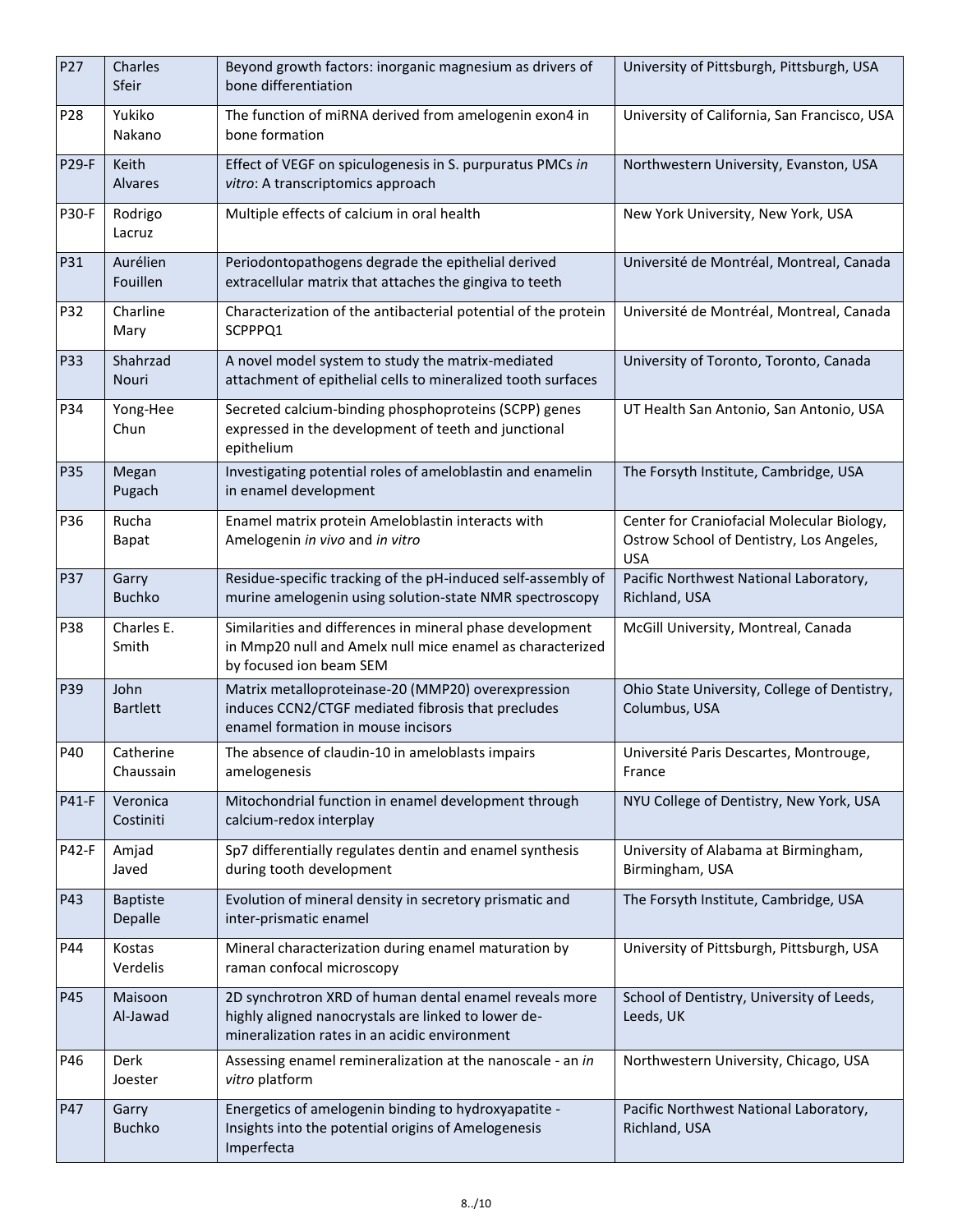| P27 | Charles Sfeir | Beyond growth factors: inorganic magnesium as drivers of bone differentiation | University of Pittsburgh, Pittsburgh, USA |
|---|---|---|---|
| P28 | Yukiko Nakano | The function of miRNA derived from amelogenin exon4 in bone formation | University of California, San Francisco, USA |
| P29-F | Keith Alvares | Effect of VEGF on spiculogenesis in S. purpuratus PMCs *in vitro*: A transcriptomics approach | Northwestern University, Evanston, USA |
| P30-F | Rodrigo Lacruz | Multiple effects of calcium in oral health | New York University, New York, USA |
| P31 | Aurélien Fouillen | Periodontopathogens degrade the epithelial derived extracellular matrix that attaches the gingiva to teeth | Université de Montréal, Montreal, Canada |
| P32 | Charline Mary | Characterization of the antibacterial potential of the protein SCPPPQ1 | Université de Montréal, Montreal, Canada |
| P33 | Shahrzad Nouri | A novel model system to study the matrix-mediated attachment of epithelial cells to mineralized tooth surfaces | University of Toronto, Toronto, Canada |
| P34 | Yong-Hee Chun | Secreted calcium-binding phosphoproteins (SCPP) genes expressed in the development of teeth and junctional epithelium | UT Health San Antonio, San Antonio, USA |
| P35 | Megan Pugach | Investigating potential roles of ameloblastin and enamelin in enamel development | The Forsyth Institute, Cambridge, USA |
| P36 | Rucha Bapat | Enamel matrix protein Ameloblastin interacts with Amelogenin *in vivo* and *in vitro* | Center for Craniofacial Molecular Biology, Ostrow School of Dentistry, Los Angeles, USA |
| P37 | Garry Buchko | Residue-specific tracking of the pH-induced self-assembly of murine amelogenin using solution-state NMR spectroscopy | Pacific Northwest National Laboratory, Richland, USA |
| P38 | Charles E. Smith | Similarities and differences in mineral phase development in Mmp20 null and Amelx null mice enamel as characterized by focused ion beam SEM | McGill University, Montreal, Canada |
| P39 | John Bartlett | Matrix metalloproteinase-20 (MMP20) overexpression induces CCN2/CTGF mediated fibrosis that precludes enamel formation in mouse incisors | Ohio State University, College of Dentistry, Columbus, USA |
| P40 | Catherine Chaussain | The absence of claudin-10 in ameloblasts impairs amelogenesis | Université Paris Descartes, Montrouge, France |
| P41-F | Veronica Costiniti | Mitochondrial function in enamel development through calcium-redox interplay | NYU College of Dentistry, New York, USA |
| P42-F | Amjad Javed | Sp7 differentially regulates dentin and enamel synthesis during tooth development | University of Alabama at Birmingham, Birmingham, USA |
| P43 | Baptiste Depalle | Evolution of mineral density in secretory prismatic and inter-prismatic enamel | The Forsyth Institute, Cambridge, USA |
| P44 | Kostas Verdelis | Mineral characterization during enamel maturation by raman confocal microscopy | University of Pittsburgh, Pittsburgh, USA |
| P45 | Maisoon Al-Jawad | 2D synchrotron XRD of human dental enamel reveals more highly aligned nanocrystals are linked to lower de-mineralization rates in an acidic environment | School of Dentistry, University of Leeds, Leeds, UK |
| P46 | Derk Joester | Assessing enamel remineralization at the nanoscale - an *in vitro* platform | Northwestern University, Chicago, USA |
| P47 | Garry Buchko | Energetics of amelogenin binding to hydroxyapatite - Insights into the potential origins of Amelogenesis Imperfecta | Pacific Northwest National Laboratory, Richland, USA |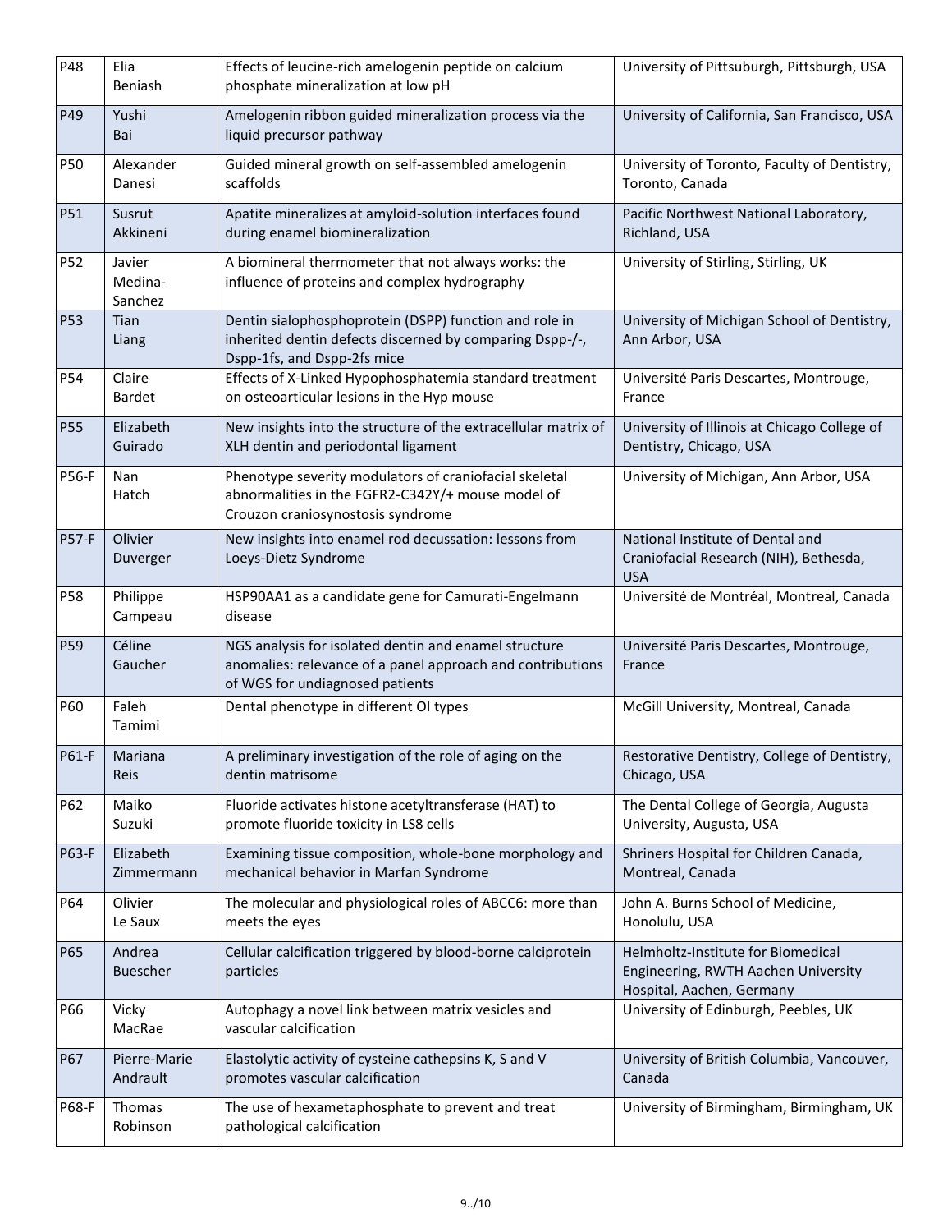| | | | |
|---|---|---|---|
| P48 | Elia Beniash | Effects of leucine-rich amelogenin peptide on calcium phosphate mineralization at low pH | University of Pittsuburgh, Pittsburgh, USA |
| P49 | Yushi Bai | Amelogenin ribbon guided mineralization process via the liquid precursor pathway | University of California, San Francisco, USA |
| P50 | Alexander Danesi | Guided mineral growth on self-assembled amelogenin scaffolds | University of Toronto, Faculty of Dentistry, Toronto, Canada |
| P51 | Susrut Akkineni | Apatite mineralizes at amyloid-solution interfaces found during enamel biomineralization | Pacific Northwest National Laboratory, Richland, USA |
| P52 | Javier Medina-Sanchez | A biomineral thermometer that not always works: the influence of proteins and complex hydrography | University of Stirling, Stirling, UK |
| P53 | Tian Liang | Dentin sialophosphoprotein (DSPP) function and role in inherited dentin defects discerned by comparing Dspp-/-, Dspp-1fs, and Dspp-2fs mice | University of Michigan School of Dentistry, Ann Arbor, USA |
| P54 | Claire Bardet | Effects of X-Linked Hypophosphatemia standard treatment on osteoarticular lesions in the Hyp mouse | Université Paris Descartes, Montrouge, France |
| P55 | Elizabeth Guirado | New insights into the structure of the extracellular matrix of XLH dentin and periodontal ligament | University of Illinois at Chicago College of Dentistry, Chicago, USA |
| P56-F | Nan Hatch | Phenotype severity modulators of craniofacial skeletal abnormalities in the FGFR2-C342Y/+ mouse model of Crouzon craniosynostosis syndrome | University of Michigan, Ann Arbor, USA |
| P57-F | Olivier Duverger | New insights into enamel rod decussation: lessons from Loeys-Dietz Syndrome | National Institute of Dental and Craniofacial Research (NIH), Bethesda, USA |
| P58 | Philippe Campeau | HSP90AA1 as a candidate gene for Camurati-Engelmann disease | Université de Montréal, Montreal, Canada |
| P59 | Céline Gaucher | NGS analysis for isolated dentin and enamel structure anomalies: relevance of a panel approach and contributions of WGS for undiagnosed patients | Université Paris Descartes, Montrouge, France |
| P60 | Faleh Tamimi | Dental phenotype in different OI types | McGill University, Montreal, Canada |
| P61-F | Mariana Reis | A preliminary investigation of the role of aging on the dentin matrisome | Restorative Dentistry, College of Dentistry, Chicago, USA |
| P62 | Maiko Suzuki | Fluoride activates histone acetyltransferase (HAT) to promote fluoride toxicity in LS8 cells | The Dental College of Georgia, Augusta University, Augusta, USA |
| P63-F | Elizabeth Zimmermann | Examining tissue composition, whole-bone morphology and mechanical behavior in Marfan Syndrome | Shriners Hospital for Children Canada, Montreal, Canada |
| P64 | Olivier Le Saux | The molecular and physiological roles of ABCC6: more than meets the eyes | John A. Burns School of Medicine, Honolulu, USA |
| P65 | Andrea Buescher | Cellular calcification triggered by blood-borne calciprotein particles | Helmholtz-Institute for Biomedical Engineering, RWTH Aachen University Hospital, Aachen, Germany |
| P66 | Vicky MacRae | Autophagy a novel link between matrix vesicles and vascular calcification | University of Edinburgh, Peebles, UK |
| P67 | Pierre-Marie Andrault | Elastolytic activity of cysteine cathepsins K, S and V promotes vascular calcification | University of British Columbia, Vancouver, Canada |
| P68-F | Thomas Robinson | The use of hexametaphosphate to prevent and treat pathological calcification | University of Birmingham, Birmingham, UK |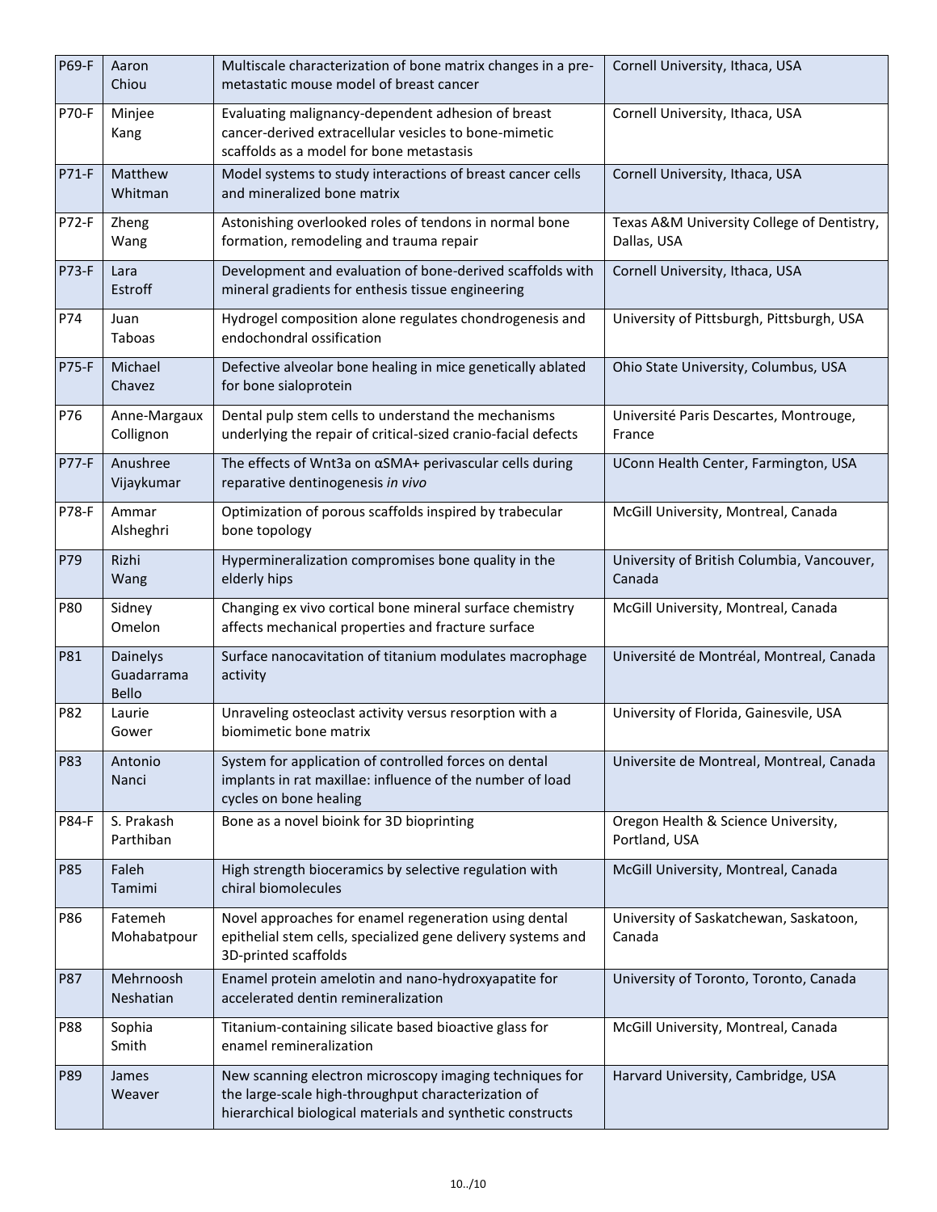| | | | |
|---|---|---|---|
| P69-F | Aaron Chiou | Multiscale characterization of bone matrix changes in a pre-metastatic mouse model of breast cancer | Cornell University, Ithaca, USA |
| P70-F | Minjee Kang | Evaluating malignancy-dependent adhesion of breast cancer-derived extracellular vesicles to bone-mimetic scaffolds as a model for bone metastasis | Cornell University, Ithaca, USA |
| P71-F | Matthew Whitman | Model systems to study interactions of breast cancer cells and mineralized bone matrix | Cornell University, Ithaca, USA |
| P72-F | Zheng Wang | Astonishing overlooked roles of tendons in normal bone formation, remodeling and trauma repair | Texas A&M University College of Dentistry, Dallas, USA |
| P73-F | Lara Estroff | Development and evaluation of bone-derived scaffolds with mineral gradients for enthesis tissue engineering | Cornell University, Ithaca, USA |
| P74 | Juan Taboas | Hydrogel composition alone regulates chondrogenesis and endochondral ossification | University of Pittsburgh, Pittsburgh, USA |
| P75-F | Michael Chavez | Defective alveolar bone healing in mice genetically ablated for bone sialoprotein | Ohio State University, Columbus, USA |
| P76 | Anne-Margaux Collignon | Dental pulp stem cells to understand the mechanisms underlying the repair of critical-sized cranio-facial defects | Université Paris Descartes, Montrouge, France |
| P77-F | Anushree Vijaykumar | The effects of Wnt3a on αSMA+ perivascular cells during reparative dentinogenesis *in vivo* | UConn Health Center, Farmington, USA |
| P78-F | Ammar Alsheghri | Optimization of porous scaffolds inspired by trabecular bone topology | McGill University, Montreal, Canada |
| P79 | Rizhi Wang | Hypermineralization compromises bone quality in the elderly hips | University of British Columbia, Vancouver, Canada |
| P80 | Sidney Omelon | Changing ex vivo cortical bone mineral surface chemistry affects mechanical properties and fracture surface | McGill University, Montreal, Canada |
| P81 | Dainelys Guadarrama Bello | Surface nanocavitation of titanium modulates macrophage activity | Université de Montréal, Montreal, Canada |
| P82 | Laurie Gower | Unraveling osteoclast activity versus resorption with a biomimetic bone matrix | University of Florida, Gainesvile, USA |
| P83 | Antonio Nanci | System for application of controlled forces on dental implants in rat maxillae: influence of the number of load cycles on bone healing | Universite de Montreal, Montreal, Canada |
| P84-F | S. Prakash Parthiban | Bone as a novel bioink for 3D bioprinting | Oregon Health & Science University, Portland, USA |
| P85 | Faleh Tamimi | High strength bioceramics by selective regulation with chiral biomolecules | McGill University, Montreal, Canada |
| P86 | Fatemeh Mohabatpour | Novel approaches for enamel regeneration using dental epithelial stem cells, specialized gene delivery systems and 3D-printed scaffolds | University of Saskatchewan, Saskatoon, Canada |
| P87 | Mehrnoosh Neshatian | Enamel protein amelotin and nano-hydroxyapatite for accelerated dentin remineralization | University of Toronto, Toronto, Canada |
| P88 | Sophia Smith | Titanium-containing silicate based bioactive glass for enamel remineralization | McGill University, Montreal, Canada |
| P89 | James Weaver | New scanning electron microscopy imaging techniques for the large-scale high-throughput characterization of hierarchical biological materials and synthetic constructs | Harvard University, Cambridge, USA |